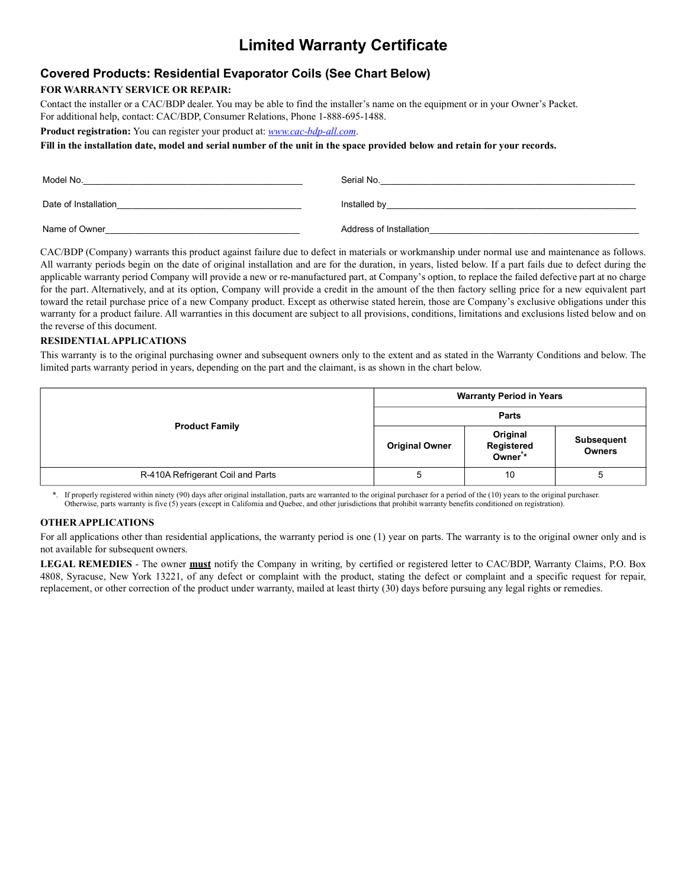# Limited Warranty Certificate

## Covered Products: Residential Evaporator Coils (See Chart Below)

**FOR WARRANTY SERVICE OR REPAIR:**

Contact the installer or a CAC/BDP dealer. You may be able to find the installer's name on the equipment or in your Owner's Packet.
For additional help, contact: CAC/BDP, Consumer Relations, Phone 1-888-695-1488.

**Product registration:** You can register your product at: *www.cac-bdp-all.com*.

**Fill in the installation date, model and serial number of the unit in the space provided below and retain for your records.**

Model No.____________________________________________ Serial No.____________________________________________________

Date of Installation____________________________________ Installed by__________________________________________________

Name of Owner_______________________________________ Address of Installation__________________________________________

CAC/BDP (Company) warrants this product against failure due to defect in materials or workmanship under normal use and maintenance as follows. All warranty periods begin on the date of original installation and are for the duration, in years, listed below. If a part fails due to defect during the applicable warranty period Company will provide a new or re-manufactured part, at Company's option, to replace the failed defective part at no charge for the part. Alternatively, and at its option, Company will provide a credit in the amount of the then factory selling price for a new equivalent part toward the retail purchase price of a new Company product. Except as otherwise stated herein, those are Company's exclusive obligations under this warranty for a product failure. All warranties in this document are subject to all provisions, conditions, limitations and exclusions listed below and on the reverse of this document.

**RESIDENTIAL APPLICATIONS**

This warranty is to the original purchasing owner and subsequent owners only to the extent and as stated in the Warranty Conditions and below. The limited parts warranty period in years, depending on the part and the claimant, is as shown in the chart below.

| Product Family | Warranty Period in Years | | |
|---|---|---|---|
| | Parts | | |
| | Original Owner | Original Registered Owner* | Subsequent Owners |
| R-410A Refrigerant Coil and Parts | 5 | 10 | 5 |

*. If properly registered within ninety (90) days after original installation, parts are warranted to the original purchaser for a period of the (10) years to the original purchaser. Otherwise, parts warranty is five (5) years (except in California and Quebec, and other jurisdictions that prohibit warranty benefits conditioned on registration).

**OTHER APPLICATIONS**

For all applications other than residential applications, the warranty period is one (1) year on parts. The warranty is to the original owner only and is not available for subsequent owners.

**LEGAL REMEDIES** - The owner **must** notify the Company in writing, by certified or registered letter to CAC/BDP, Warranty Claims, P.O. Box 4808, Syracuse, New York 13221, of any defect or complaint with the product, stating the defect or complaint and a specific request for repair, replacement, or other correction of the product under warranty, mailed at least thirty (30) days before pursuing any legal rights or remedies.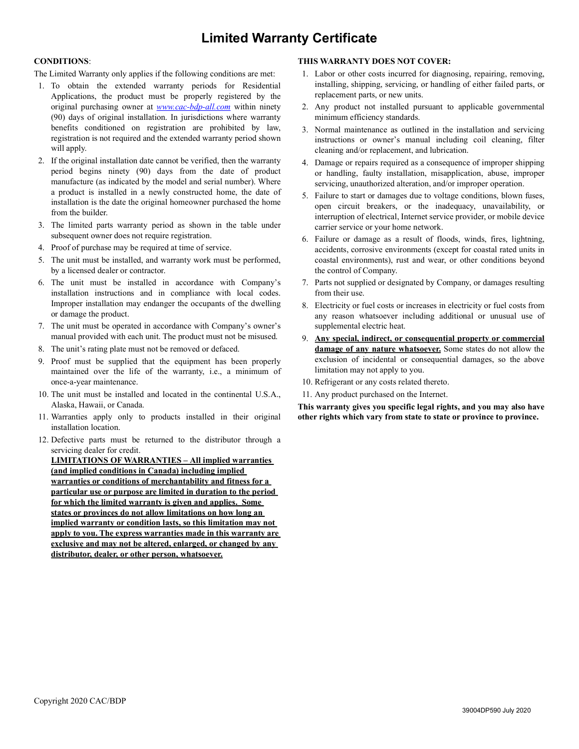# Limited Warranty Certificate

**CONDITIONS**:

The Limited Warranty only applies if the following conditions are met:

1. To obtain the extended warranty periods for Residential Applications, the product must be properly registered by the original purchasing owner at *www.cac-bdp-all.com* within ninety (90) days of original installation. In jurisdictions where warranty benefits conditioned on registration are prohibited by law, registration is not required and the extended warranty period shown will apply.
2. If the original installation date cannot be verified, then the warranty period begins ninety (90) days from the date of product manufacture (as indicated by the model and serial number). Where a product is installed in a newly constructed home, the date of installation is the date the original homeowner purchased the home from the builder.
3. The limited parts warranty period as shown in the table under subsequent owner does not require registration.
4. Proof of purchase may be required at time of service.
5. The unit must be installed, and warranty work must be performed, by a licensed dealer or contractor.
6. The unit must be installed in accordance with Company's installation instructions and in compliance with local codes. Improper installation may endanger the occupants of the dwelling or damage the product.
7. The unit must be operated in accordance with Company's owner's manual provided with each unit. The product must not be misused.
8. The unit's rating plate must not be removed or defaced.
9. Proof must be supplied that the equipment has been properly maintained over the life of the warranty, i.e., a minimum of once-a-year maintenance.
10. The unit must be installed and located in the continental U.S.A., Alaska, Hawaii, or Canada.
11. Warranties apply only to products installed in their original installation location.
12. Defective parts must be returned to the distributor through a servicing dealer for credit.

**LIMITATIONS OF WARRANTIES – All implied warranties (and implied conditions in Canada) including implied warranties or conditions of merchantability and fitness for a particular use or purpose are limited in duration to the period for which the limited warranty is given and applies. Some states or provinces do not allow limitations on how long an implied warranty or condition lasts, so this limitation may not apply to you. The express warranties made in this warranty are exclusive and may not be altered, enlarged, or changed by any distributor, dealer, or other person, whatsoever.**

**THIS WARRANTY DOES NOT COVER:**

1. Labor or other costs incurred for diagnosing, repairing, removing, installing, shipping, servicing, or handling of either failed parts, or replacement parts, or new units.
2. Any product not installed pursuant to applicable governmental minimum efficiency standards.
3. Normal maintenance as outlined in the installation and servicing instructions or owner's manual including coil cleaning, filter cleaning and/or replacement, and lubrication.
4. Damage or repairs required as a consequence of improper shipping or handling, faulty installation, misapplication, abuse, improper servicing, unauthorized alteration, and/or improper operation.
5. Failure to start or damages due to voltage conditions, blown fuses, open circuit breakers, or the inadequacy, unavailability, or interruption of electrical, Internet service provider, or mobile device carrier service or your home network.
6. Failure or damage as a result of floods, winds, fires, lightning, accidents, corrosive environments (except for coastal rated units in coastal environments), rust and wear, or other conditions beyond the control of Company.
7. Parts not supplied or designated by Company, or damages resulting from their use.
8. Electricity or fuel costs or increases in electricity or fuel costs from any reason whatsoever including additional or unusual use of supplemental electric heat.
9. **Any special, indirect, or consequential property or commercial damage of any nature whatsoever.** Some states do not allow the exclusion of incidental or consequential damages, so the above limitation may not apply to you.
10. Refrigerant or any costs related thereto.
11. Any product purchased on the Internet.

**This warranty gives you specific legal rights, and you may also have other rights which vary from state to state or province to province.**

Copyright 2020 CAC/BDP

39004DP590 July 2020